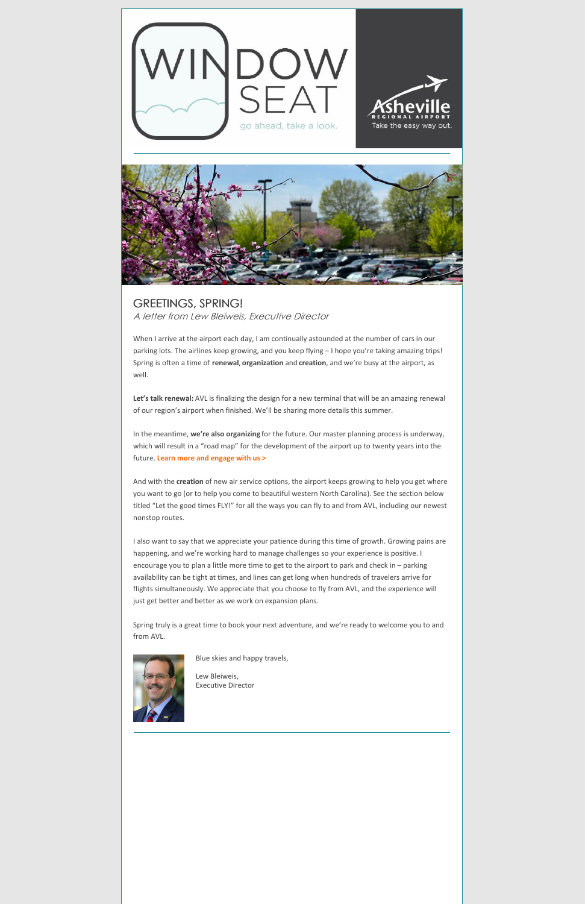WINDOW SEAT

go ahead, take a look.

Asheville REGIONAL AIRPORT

Take the easy way out.

## GREETINGS, SPRING!

*A letter from Lew Bleiweis, Executive Director*

When I arrive at the airport each day, I am continually astounded at the number of cars in our parking lots. The airlines keep growing, and you keep flying – I hope you're taking amazing trips! Spring is often a time of **renewal**, **organization** and **creation**, and we're busy at the airport, as well.

**Let's talk renewal:** AVL is finalizing the design for a new terminal that will be an amazing renewal of our region's airport when finished. We'll be sharing more details this summer.

In the meantime, **we're also organizing** for the future. Our master planning process is underway, which will result in a "road map" for the development of the airport up to twenty years into the future. **Learn more and engage with us >**

And with the **creation** of new air service options, the airport keeps growing to help you get where you want to go (or to help you come to beautiful western North Carolina). See the section below titled "Let the good times FLY!" for all the ways you can fly to and from AVL, including our newest nonstop routes.

I also want to say that we appreciate your patience during this time of growth. Growing pains are happening, and we're working hard to manage challenges so your experience is positive. I encourage you to plan a little more time to get to the airport to park and check in – parking availability can be tight at times, and lines can get long when hundreds of travelers arrive for flights simultaneously. We appreciate that you choose to fly from AVL, and the experience will just get better and better as we work on expansion plans.

Spring truly is a great time to book your next adventure, and we're ready to welcome you to and from AVL.

Blue skies and happy travels,

Lew Bleiweis,
Executive Director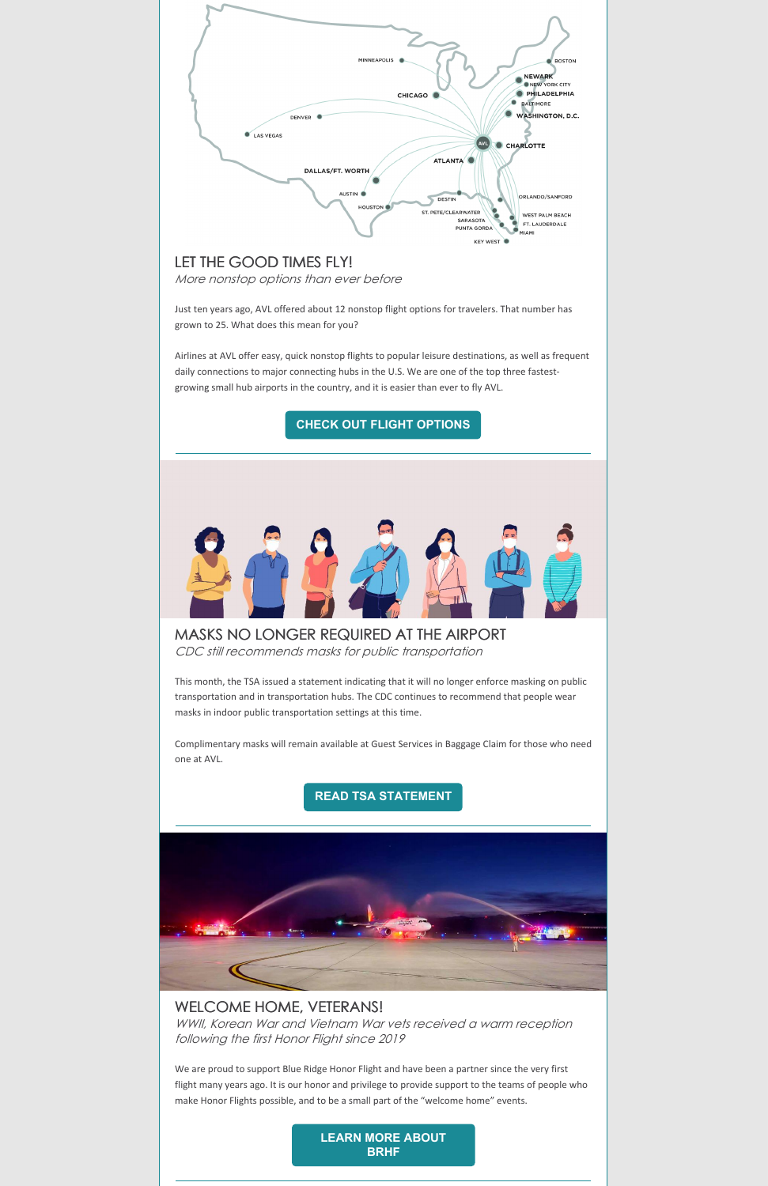## LET THE GOOD TIMES FLY!

*More nonstop options than ever before*

Just ten years ago, AVL offered about 12 nonstop flight options for travelers. That number has grown to 25. What does this mean for you?

Airlines at AVL offer easy, quick nonstop flights to popular leisure destinations, as well as frequent daily connections to major connecting hubs in the U.S. We are one of the top three fastest-growing small hub airports in the country, and it is easier than ever to fly AVL.

**CHECK OUT FLIGHT OPTIONS**

---

## MASKS NO LONGER REQUIRED AT THE AIRPORT

*CDC still recommends masks for public transportation*

This month, the TSA issued a statement indicating that it will no longer enforce masking on public transportation and in transportation hubs. The CDC continues to recommend that people wear masks in indoor public transportation settings at this time.

Complimentary masks will remain available at Guest Services in Baggage Claim for those who need one at AVL.

**READ TSA STATEMENT**

---

## WELCOME HOME, VETERANS!

*WWII, Korean War and Vietnam War vets received a warm reception following the first Honor Flight since 2019*

We are proud to support Blue Ridge Honor Flight and have been a partner since the very first flight many years ago. It is our honor and privilege to provide support to the teams of people who make Honor Flights possible, and to be a small part of the "welcome home" events.

**LEARN MORE ABOUT BRHF**

---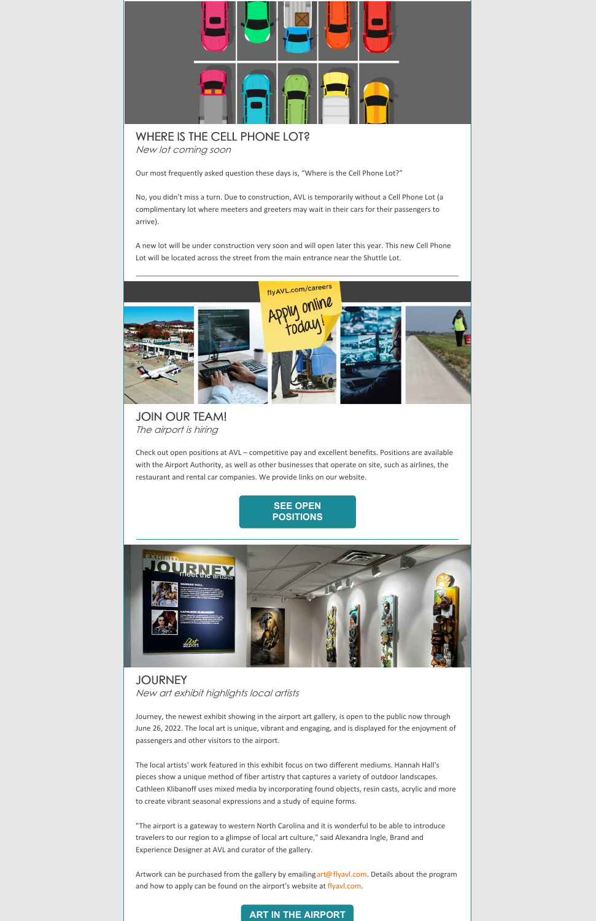## WHERE IS THE CELL PHONE LOT?

*New lot coming soon*

Our most frequently asked question these days is, "Where is the Cell Phone Lot?"

No, you didn't miss a turn. Due to construction, AVL is temporarily without a Cell Phone Lot (a complimentary lot where meeters and greeters may wait in their cars for their passengers to arrive).

A new lot will be under construction very soon and will open later this year. This new Cell Phone Lot will be located across the street from the main entrance near the Shuttle Lot.

---

## JOIN OUR TEAM!

*The airport is hiring*

Check out open positions at AVL – competitive pay and excellent benefits. Positions are available with the Airport Authority, as well as other businesses that operate on site, such as airlines, the restaurant and rental car companies. We provide links on our website.

**SEE OPEN POSITIONS**

---

## JOURNEY

*New art exhibit highlights local artists*

Journey, the newest exhibit showing in the airport art gallery, is open to the public now through June 26, 2022. The local art is unique, vibrant and engaging, and is displayed for the enjoyment of passengers and other visitors to the airport.

The local artists' work featured in this exhibit focus on two different mediums. Hannah Hall's pieces show a unique method of fiber artistry that captures a variety of outdoor landscapes. Cathleen Klibanoff uses mixed media by incorporating found objects, resin casts, acrylic and more to create vibrant seasonal expressions and a study of equine forms.

"The airport is a gateway to western North Carolina and it is wonderful to be able to introduce travelers to our region to a glimpse of local art culture," said Alexandra Ingle, Brand and Experience Designer at AVL and curator of the gallery.

Artwork can be purchased from the gallery by emailing art@flyavl.com. Details about the program and how to apply can be found on the airport's website at flyavl.com.

**ART IN THE AIRPORT**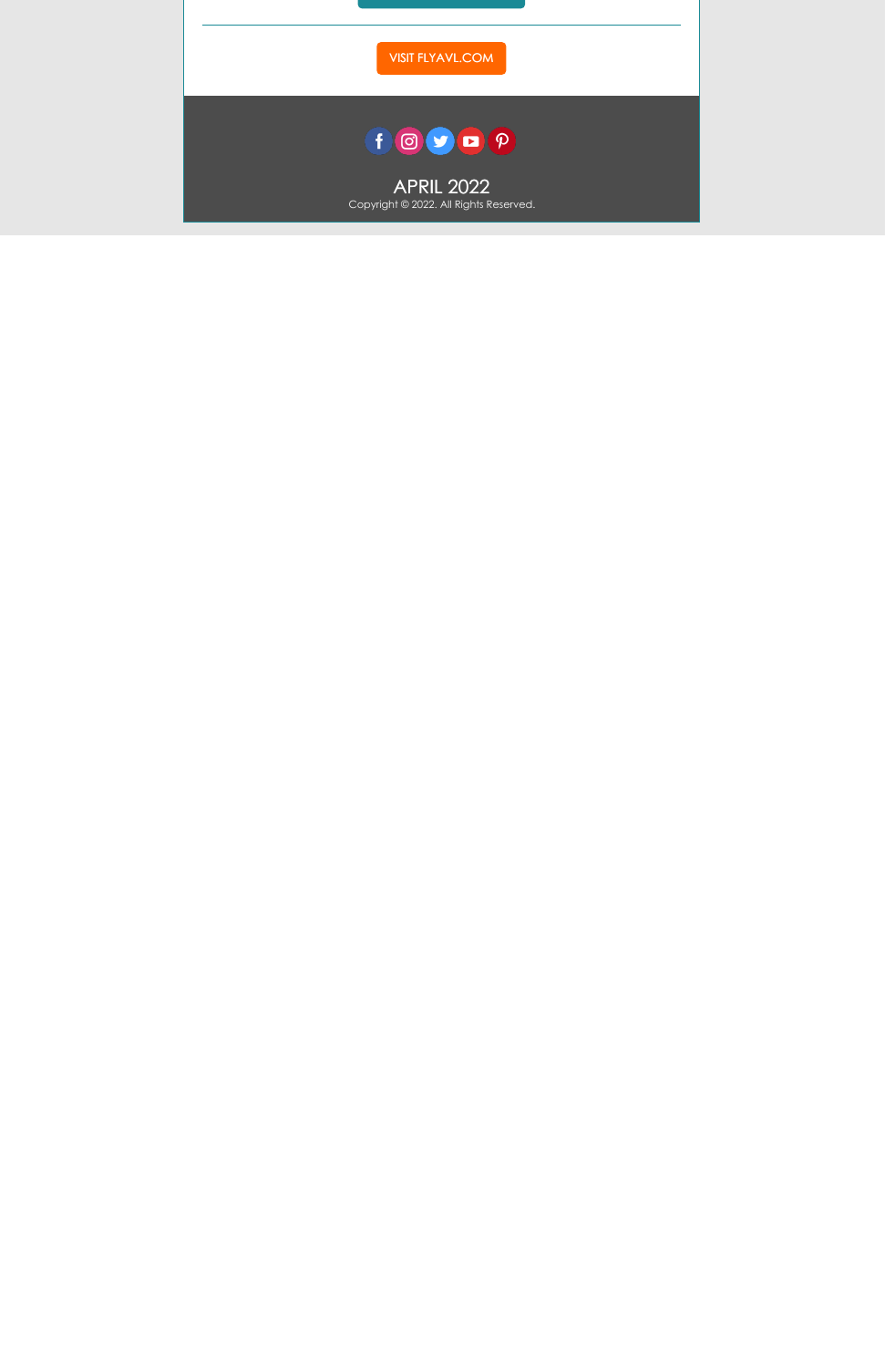VISIT FLYAVL.COM

APRIL 2022

Copyright © 2022. All Rights Reserved.